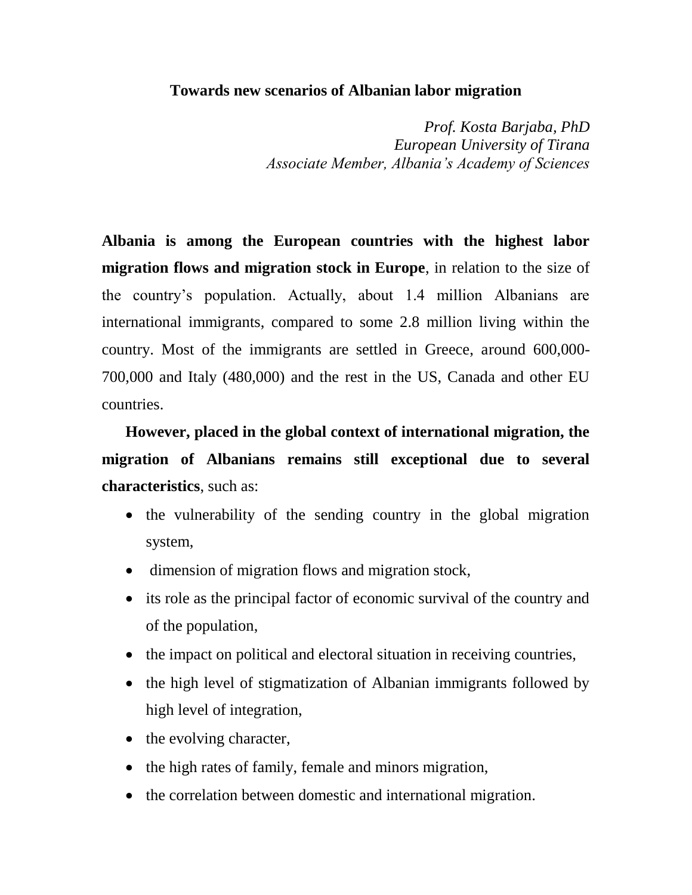# Towards new scenarios of Albanian labor migration

*Prof. Kosta Barjaba, PhD*
*European University of Tirana*
*Associate Member, Albania's Academy of Sciences*

**Albania is among the European countries with the highest labor migration flows and migration stock in Europe**, in relation to the size of the country's population. Actually, about 1.4 million Albanians are international immigrants, compared to some 2.8 million living within the country. Most of the immigrants are settled in Greece, around 600,000-700,000 and Italy (480,000) and the rest in the US, Canada and other EU countries.

**However, placed in the global context of international migration, the migration of Albanians remains still exceptional due to several characteristics**, such as:

- the vulnerability of the sending country in the global migration system,
- dimension of migration flows and migration stock,
- its role as the principal factor of economic survival of the country and of the population,
- the impact on political and electoral situation in receiving countries,
- the high level of stigmatization of Albanian immigrants followed by high level of integration,
- the evolving character,
- the high rates of family, female and minors migration,
- the correlation between domestic and international migration.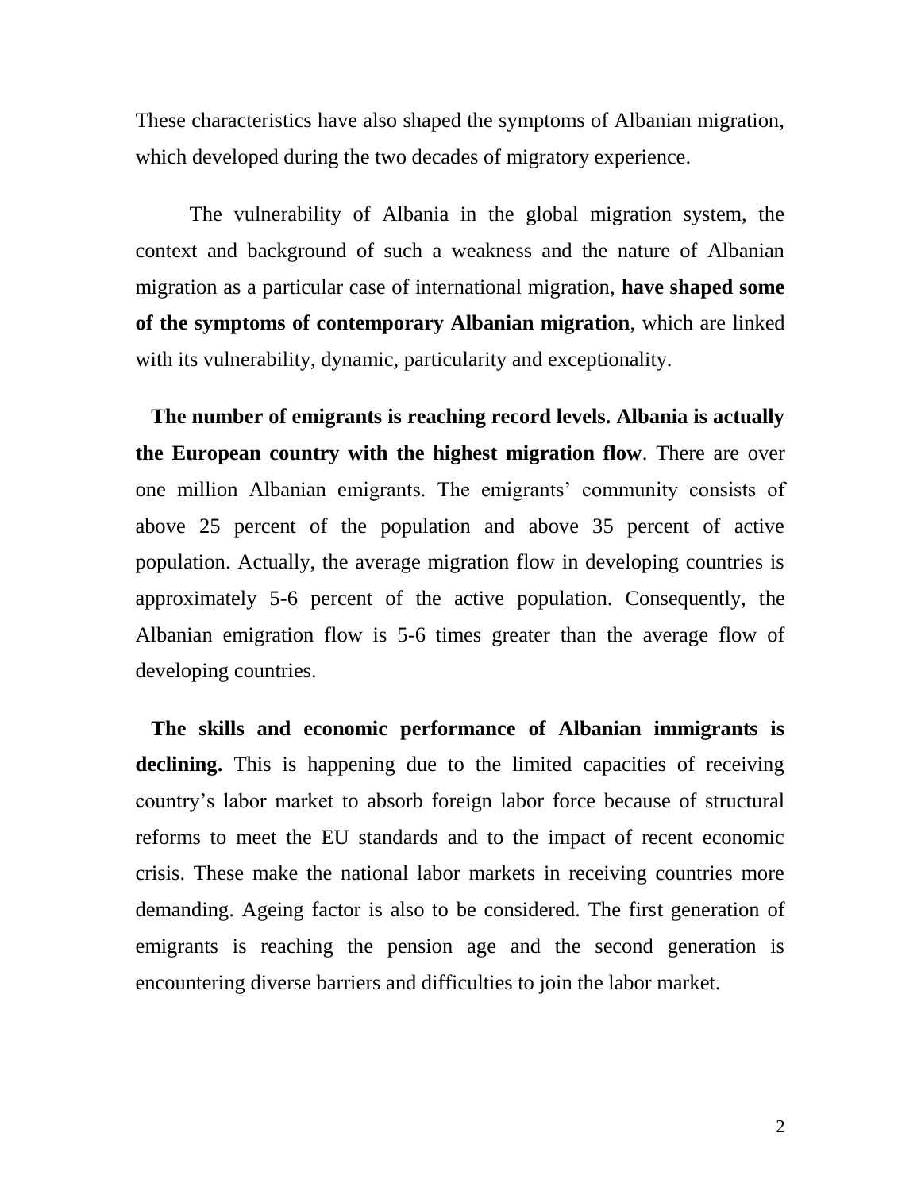These characteristics have also shaped the symptoms of Albanian migration, which developed during the two decades of migratory experience.

The vulnerability of Albania in the global migration system, the context and background of such a weakness and the nature of Albanian migration as a particular case of international migration, **have shaped some of the symptoms of contemporary Albanian migration**, which are linked with its vulnerability, dynamic, particularity and exceptionality.

**The number of emigrants is reaching record levels. Albania is actually the European country with the highest migration flow**. There are over one million Albanian emigrants. The emigrants' community consists of above 25 percent of the population and above 35 percent of active population. Actually, the average migration flow in developing countries is approximately 5-6 percent of the active population. Consequently, the Albanian emigration flow is 5-6 times greater than the average flow of developing countries.

**The skills and economic performance of Albanian immigrants is declining.** This is happening due to the limited capacities of receiving country's labor market to absorb foreign labor force because of structural reforms to meet the EU standards and to the impact of recent economic crisis. These make the national labor markets in receiving countries more demanding. Ageing factor is also to be considered. The first generation of emigrants is reaching the pension age and the second generation is encountering diverse barriers and difficulties to join the labor market.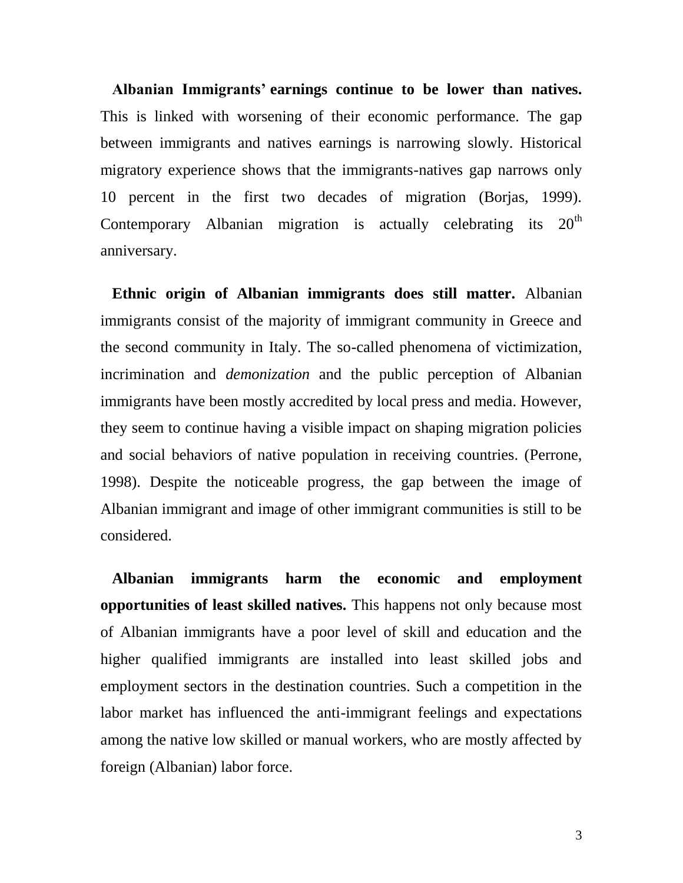**Albanian Immigrants' earnings continue to be lower than natives.** This is linked with worsening of their economic performance. The gap between immigrants and natives earnings is narrowing slowly. Historical migratory experience shows that the immigrants-natives gap narrows only 10 percent in the first two decades of migration (Borjas, 1999). Contemporary Albanian migration is actually celebrating its $20^{th}$ anniversary.

**Ethnic origin of Albanian immigrants does still matter.** Albanian immigrants consist of the majority of immigrant community in Greece and the second community in Italy. The so-called phenomena of victimization, incrimination and *demonization* and the public perception of Albanian immigrants have been mostly accredited by local press and media. However, they seem to continue having a visible impact on shaping migration policies and social behaviors of native population in receiving countries. (Perrone, 1998). Despite the noticeable progress, the gap between the image of Albanian immigrant and image of other immigrant communities is still to be considered.

**Albanian immigrants harm the economic and employment opportunities of least skilled natives.** This happens not only because most of Albanian immigrants have a poor level of skill and education and the higher qualified immigrants are installed into least skilled jobs and employment sectors in the destination countries. Such a competition in the labor market has influenced the anti-immigrant feelings and expectations among the native low skilled or manual workers, who are mostly affected by foreign (Albanian) labor force.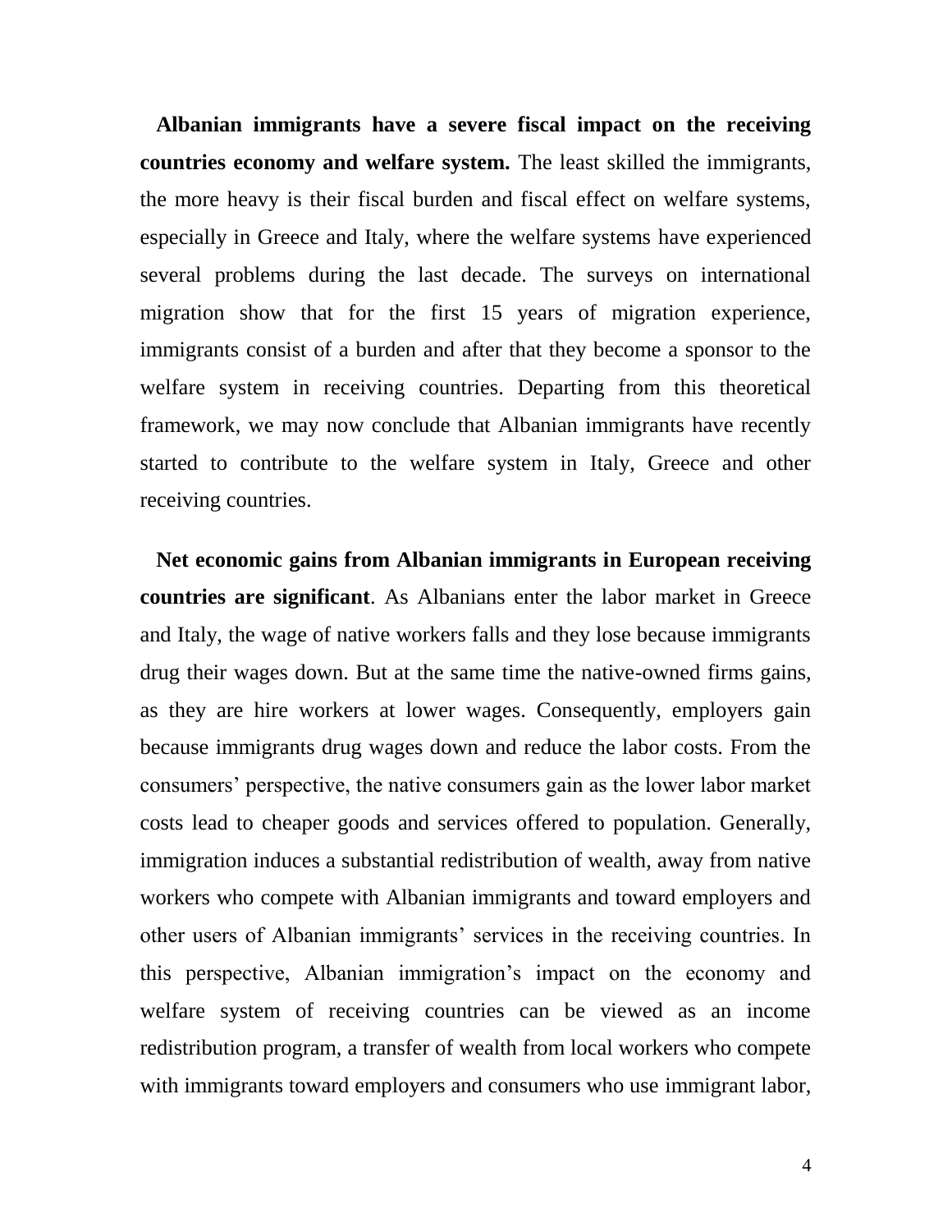**Albanian immigrants have a severe fiscal impact on the receiving countries economy and welfare system.** The least skilled the immigrants, the more heavy is their fiscal burden and fiscal effect on welfare systems, especially in Greece and Italy, where the welfare systems have experienced several problems during the last decade. The surveys on international migration show that for the first 15 years of migration experience, immigrants consist of a burden and after that they become a sponsor to the welfare system in receiving countries. Departing from this theoretical framework, we may now conclude that Albanian immigrants have recently started to contribute to the welfare system in Italy, Greece and other receiving countries.

**Net economic gains from Albanian immigrants in European receiving countries are significant**. As Albanians enter the labor market in Greece and Italy, the wage of native workers falls and they lose because immigrants drug their wages down. But at the same time the native-owned firms gains, as they are hire workers at lower wages. Consequently, employers gain because immigrants drug wages down and reduce the labor costs. From the consumers' perspective, the native consumers gain as the lower labor market costs lead to cheaper goods and services offered to population. Generally, immigration induces a substantial redistribution of wealth, away from native workers who compete with Albanian immigrants and toward employers and other users of Albanian immigrants' services in the receiving countries. In this perspective, Albanian immigration's impact on the economy and welfare system of receiving countries can be viewed as an income redistribution program, a transfer of wealth from local workers who compete with immigrants toward employers and consumers who use immigrant labor,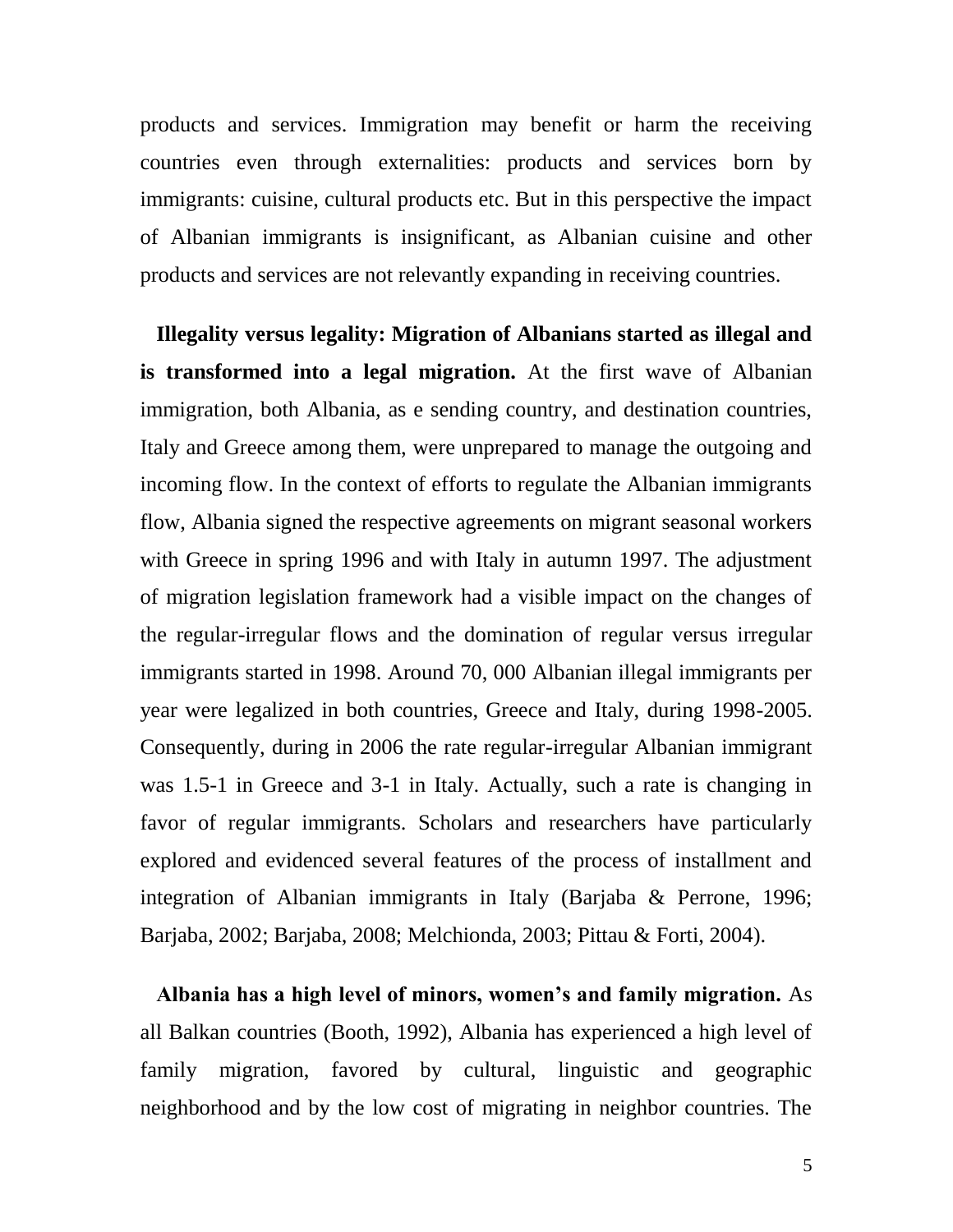products and services. Immigration may benefit or harm the receiving countries even through externalities: products and services born by immigrants: cuisine, cultural products etc. But in this perspective the impact of Albanian immigrants is insignificant, as Albanian cuisine and other products and services are not relevantly expanding in receiving countries.

**Illegality versus legality: Migration of Albanians started as illegal and is transformed into a legal migration.** At the first wave of Albanian immigration, both Albania, as e sending country, and destination countries, Italy and Greece among them, were unprepared to manage the outgoing and incoming flow. In the context of efforts to regulate the Albanian immigrants flow, Albania signed the respective agreements on migrant seasonal workers with Greece in spring 1996 and with Italy in autumn 1997. The adjustment of migration legislation framework had a visible impact on the changes of the regular-irregular flows and the domination of regular versus irregular immigrants started in 1998. Around 70, 000 Albanian illegal immigrants per year were legalized in both countries, Greece and Italy, during 1998-2005. Consequently, during in 2006 the rate regular-irregular Albanian immigrant was 1.5-1 in Greece and 3-1 in Italy. Actually, such a rate is changing in favor of regular immigrants. Scholars and researchers have particularly explored and evidenced several features of the process of installment and integration of Albanian immigrants in Italy (Barjaba & Perrone, 1996; Barjaba, 2002; Barjaba, 2008; Melchionda, 2003; Pittau & Forti, 2004).

**Albania has a high level of minors, women's and family migration.** As all Balkan countries (Booth, 1992), Albania has experienced a high level of family migration, favored by cultural, linguistic and geographic neighborhood and by the low cost of migrating in neighbor countries. The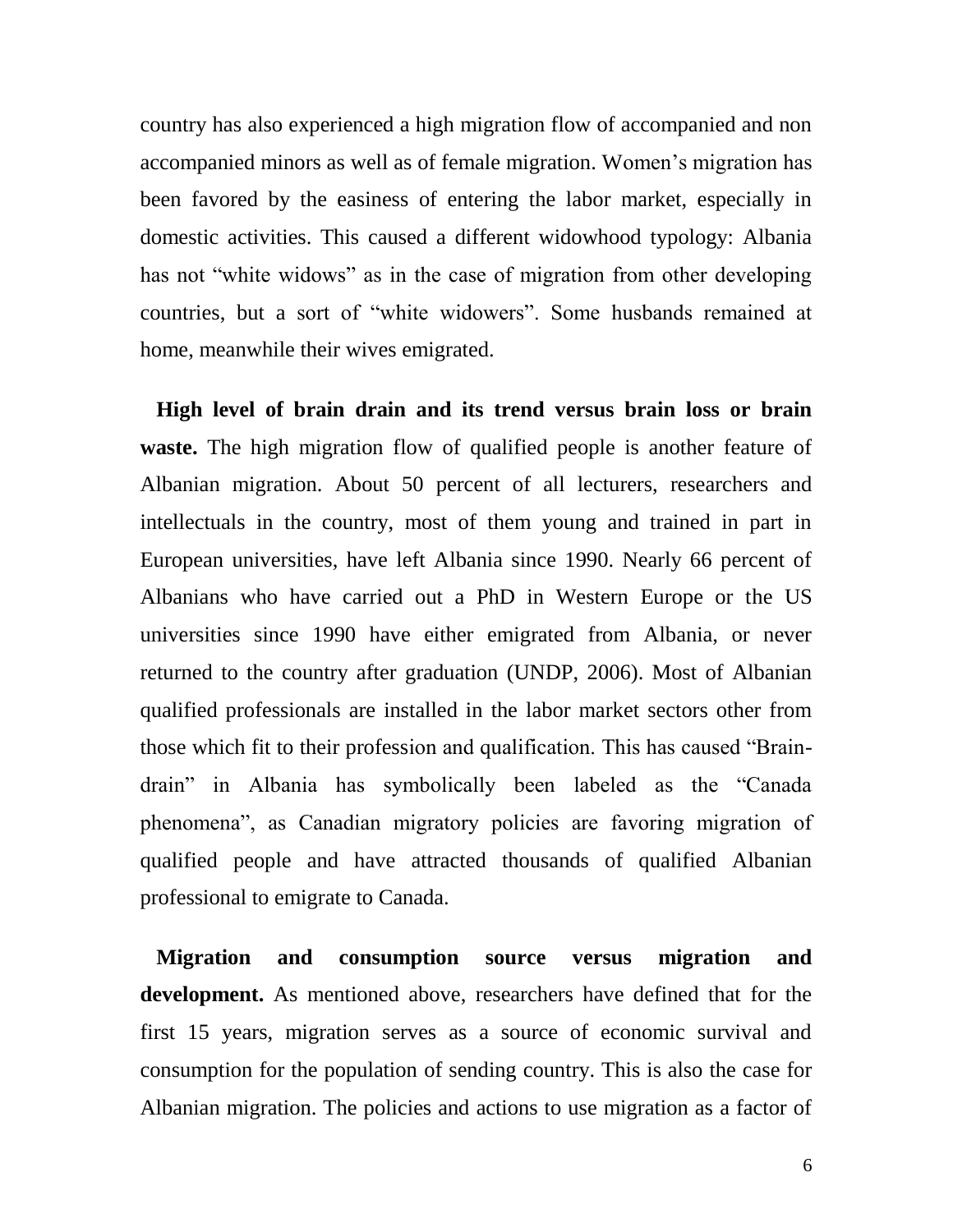country has also experienced a high migration flow of accompanied and non accompanied minors as well as of female migration. Women's migration has been favored by the easiness of entering the labor market, especially in domestic activities. This caused a different widowhood typology: Albania has not "white widows" as in the case of migration from other developing countries, but a sort of "white widowers". Some husbands remained at home, meanwhile their wives emigrated.

**High level of brain drain and its trend versus brain loss or brain waste.** The high migration flow of qualified people is another feature of Albanian migration. About 50 percent of all lecturers, researchers and intellectuals in the country, most of them young and trained in part in European universities, have left Albania since 1990. Nearly 66 percent of Albanians who have carried out a PhD in Western Europe or the US universities since 1990 have either emigrated from Albania, or never returned to the country after graduation (UNDP, 2006). Most of Albanian qualified professionals are installed in the labor market sectors other from those which fit to their profession and qualification. This has caused "Brain-drain" in Albania has symbolically been labeled as the "Canada phenomena", as Canadian migratory policies are favoring migration of qualified people and have attracted thousands of qualified Albanian professional to emigrate to Canada.

**Migration and consumption source versus migration and development.** As mentioned above, researchers have defined that for the first 15 years, migration serves as a source of economic survival and consumption for the population of sending country. This is also the case for Albanian migration. The policies and actions to use migration as a factor of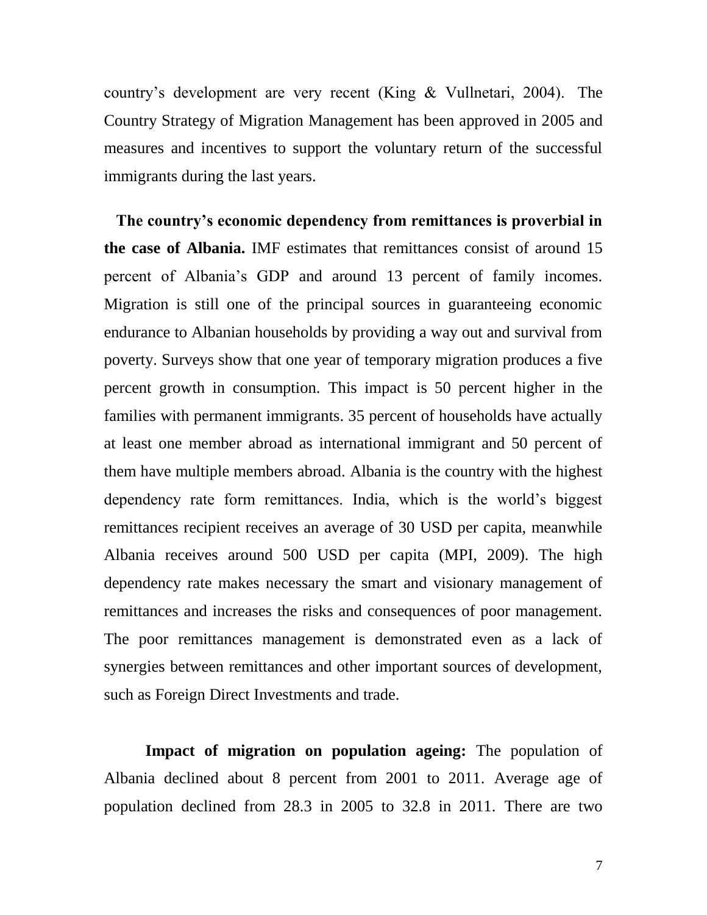country's development are very recent (King & Vullnetari, 2004). The Country Strategy of Migration Management has been approved in 2005 and measures and incentives to support the voluntary return of the successful immigrants during the last years.

**The country's economic dependency from remittances is proverbial in the case of Albania.** IMF estimates that remittances consist of around 15 percent of Albania's GDP and around 13 percent of family incomes. Migration is still one of the principal sources in guaranteeing economic endurance to Albanian households by providing a way out and survival from poverty. Surveys show that one year of temporary migration produces a five percent growth in consumption. This impact is 50 percent higher in the families with permanent immigrants. 35 percent of households have actually at least one member abroad as international immigrant and 50 percent of them have multiple members abroad. Albania is the country with the highest dependency rate form remittances. India, which is the world's biggest remittances recipient receives an average of 30 USD per capita, meanwhile Albania receives around 500 USD per capita (MPI, 2009). The high dependency rate makes necessary the smart and visionary management of remittances and increases the risks and consequences of poor management. The poor remittances management is demonstrated even as a lack of synergies between remittances and other important sources of development, such as Foreign Direct Investments and trade.

**Impact of migration on population ageing:** The population of Albania declined about 8 percent from 2001 to 2011. Average age of population declined from 28.3 in 2005 to 32.8 in 2011. There are two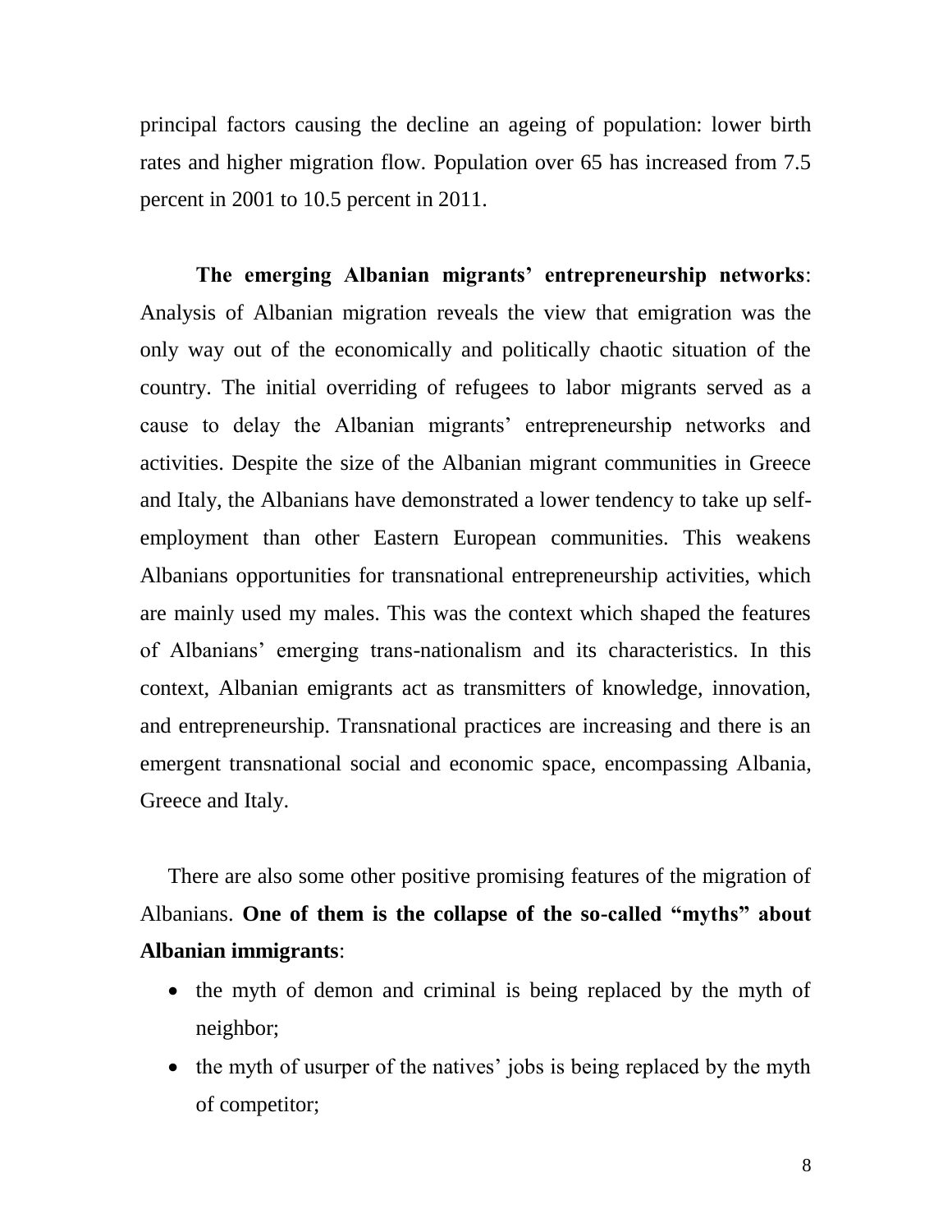principal factors causing the decline an ageing of population: lower birth rates and higher migration flow. Population over 65 has increased from 7.5 percent in 2001 to 10.5 percent in 2011.

**The emerging Albanian migrants' entrepreneurship networks**: Analysis of Albanian migration reveals the view that emigration was the only way out of the economically and politically chaotic situation of the country. The initial overriding of refugees to labor migrants served as a cause to delay the Albanian migrants' entrepreneurship networks and activities. Despite the size of the Albanian migrant communities in Greece and Italy, the Albanians have demonstrated a lower tendency to take up self-employment than other Eastern European communities. This weakens Albanians opportunities for transnational entrepreneurship activities, which are mainly used my males. This was the context which shaped the features of Albanians' emerging trans-nationalism and its characteristics. In this context, Albanian emigrants act as transmitters of knowledge, innovation, and entrepreneurship. Transnational practices are increasing and there is an emergent transnational social and economic space, encompassing Albania, Greece and Italy.

There are also some other positive promising features of the migration of Albanians. **One of them is the collapse of the so-called "myths" about Albanian immigrants**:

- the myth of demon and criminal is being replaced by the myth of neighbor;
- the myth of usurper of the natives' jobs is being replaced by the myth of competitor;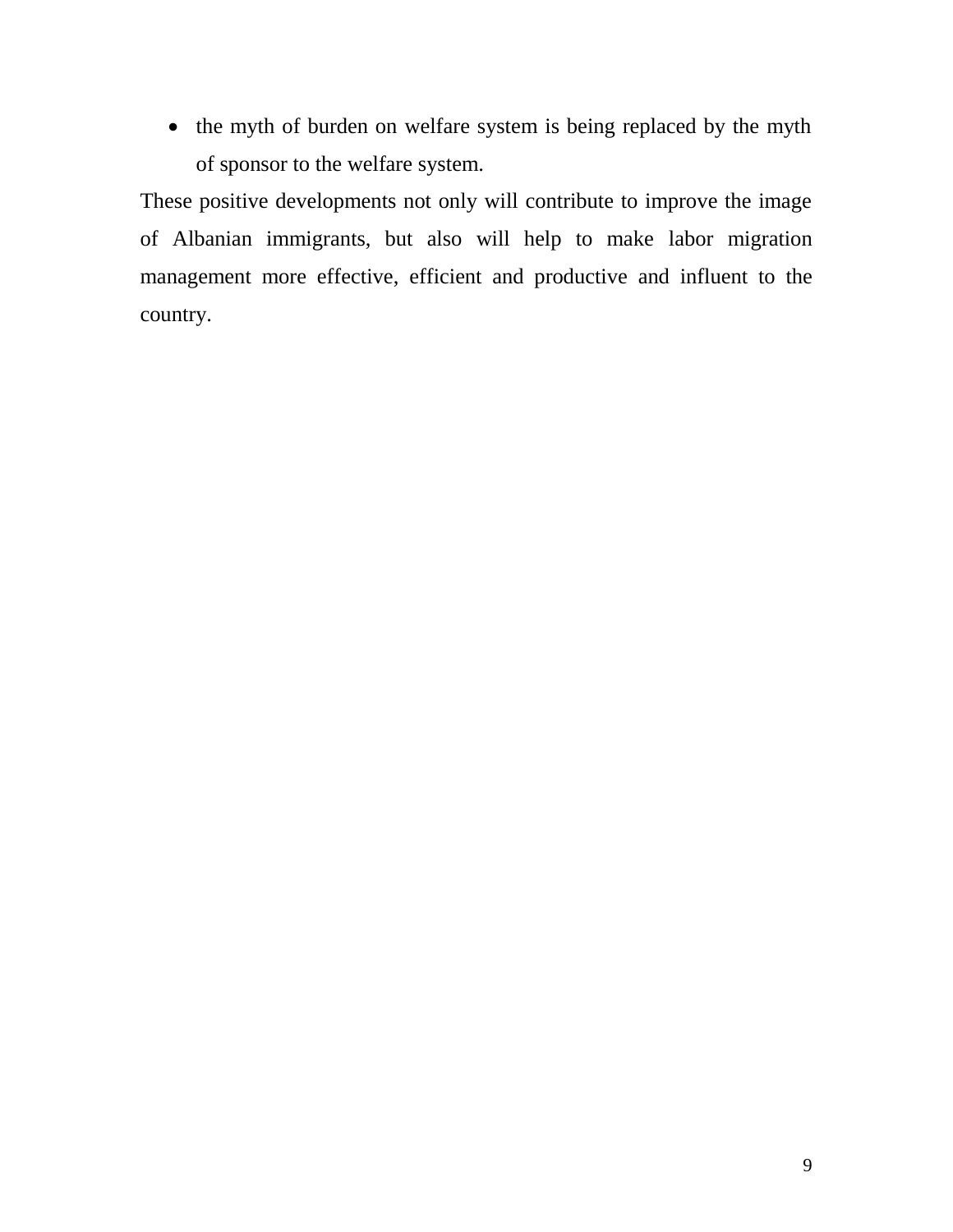- the myth of burden on welfare system is being replaced by the myth of sponsor to the welfare system.

These positive developments not only will contribute to improve the image of Albanian immigrants, but also will help to make labor migration management more effective, efficient and productive and influent to the country.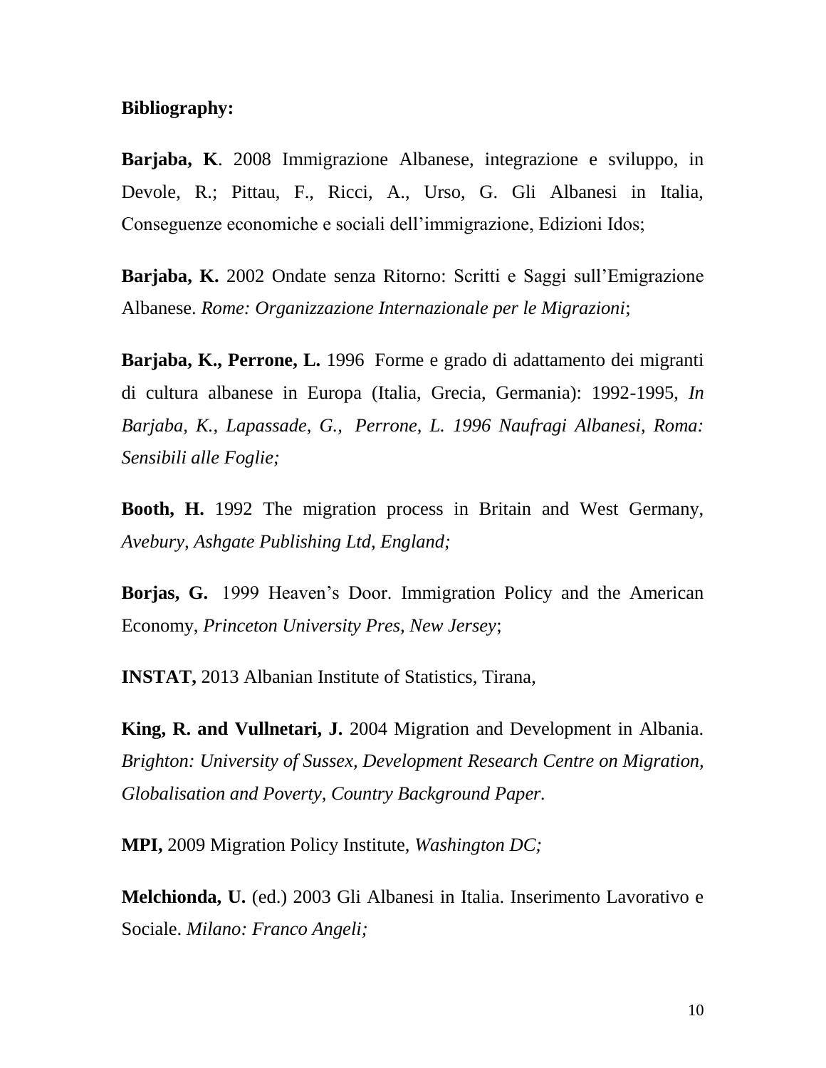**Bibliography:**

**Barjaba, K**. 2008 Immigrazione Albanese, integrazione e sviluppo, in Devole, R.; Pittau, F., Ricci, A., Urso, G. Gli Albanesi in Italia, Conseguenze economiche e sociali dell'immigrazione, Edizioni Idos;

**Barjaba, K.** 2002 Ondate senza Ritorno: Scritti e Saggi sull'Emigrazione Albanese. *Rome: Organizzazione Internazionale per le Migrazioni*;

**Barjaba, K., Perrone, L.** 1996 Forme e grado di adattamento dei migranti di cultura albanese in Europa (Italia, Grecia, Germania): 1992-1995, *In Barjaba, K., Lapassade, G., Perrone, L. 1996 Naufragi Albanesi, Roma: Sensibili alle Foglie;*

**Booth, H.** 1992 The migration process in Britain and West Germany, *Avebury, Ashgate Publishing Ltd, England;*

**Borjas, G.** 1999 Heaven's Door. Immigration Policy and the American Economy, *Princeton University Pres, New Jersey*;

**INSTAT,** 2013 Albanian Institute of Statistics, Tirana,

**King, R. and Vullnetari, J.** 2004 Migration and Development in Albania. *Brighton: University of Sussex, Development Research Centre on Migration, Globalisation and Poverty, Country Background Paper.*

**MPI,** 2009 Migration Policy Institute, *Washington DC;*

**Melchionda, U.** (ed.) 2003 Gli Albanesi in Italia. Inserimento Lavorativo e Sociale. *Milano: Franco Angeli;*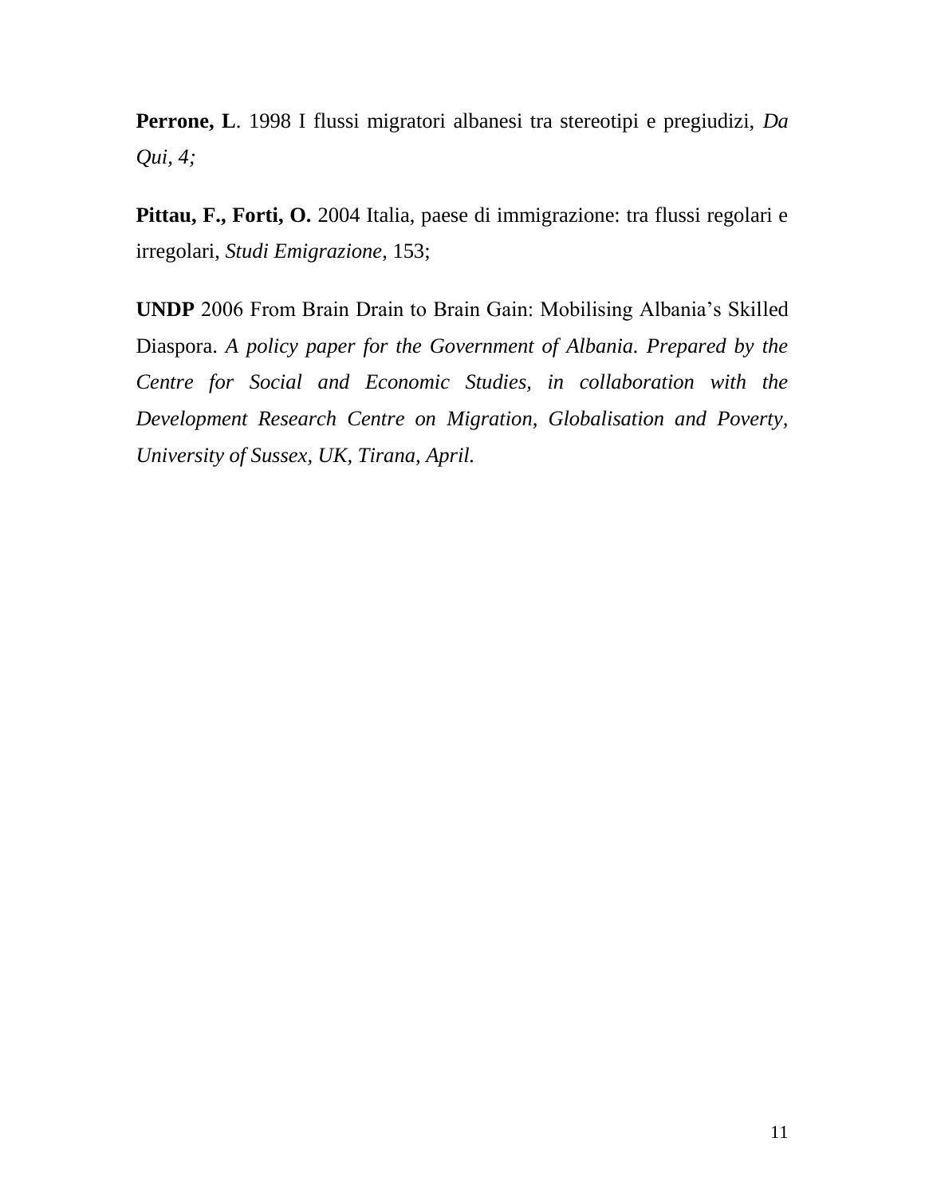**Perrone, L**. 1998 I flussi migratori albanesi tra stereotipi e pregiudizi, *Da Qui, 4;*

**Pittau, F., Forti, O.** 2004 Italia, paese di immigrazione: tra flussi regolari e irregolari, *Studi Emigrazione*, 153;

**UNDP** 2006 From Brain Drain to Brain Gain: Mobilising Albania's Skilled Diaspora. *A policy paper for the Government of Albania. Prepared by the Centre for Social and Economic Studies, in collaboration with the Development Research Centre on Migration, Globalisation and Poverty, University of Sussex, UK, Tirana, April.*